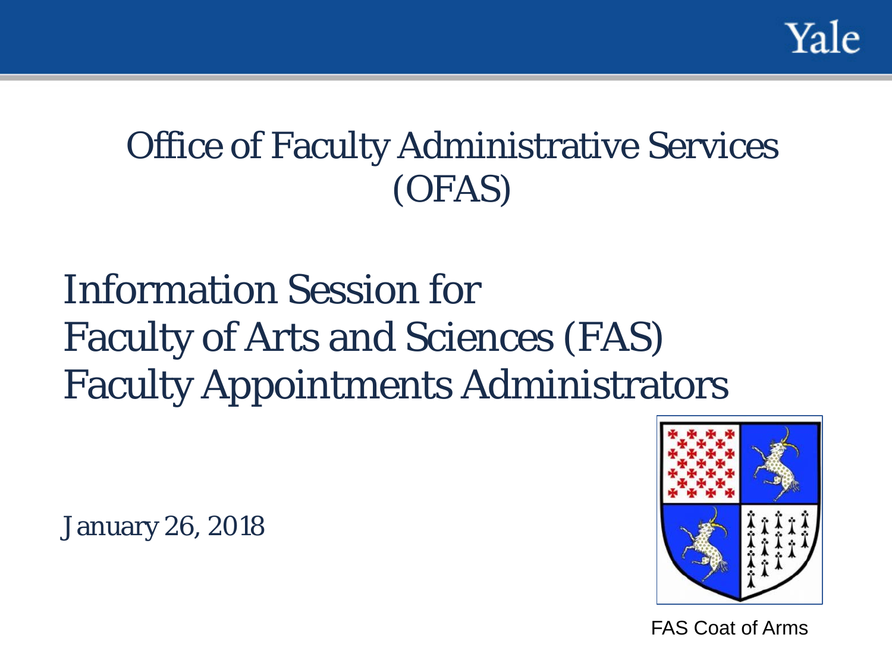# Office of Faculty Administrative Services (OFAS)

## Information Session for Faculty of Arts and Sciences (FAS) Faculty Appointments Administrators

January 26, 2018

FAS Coat of Arms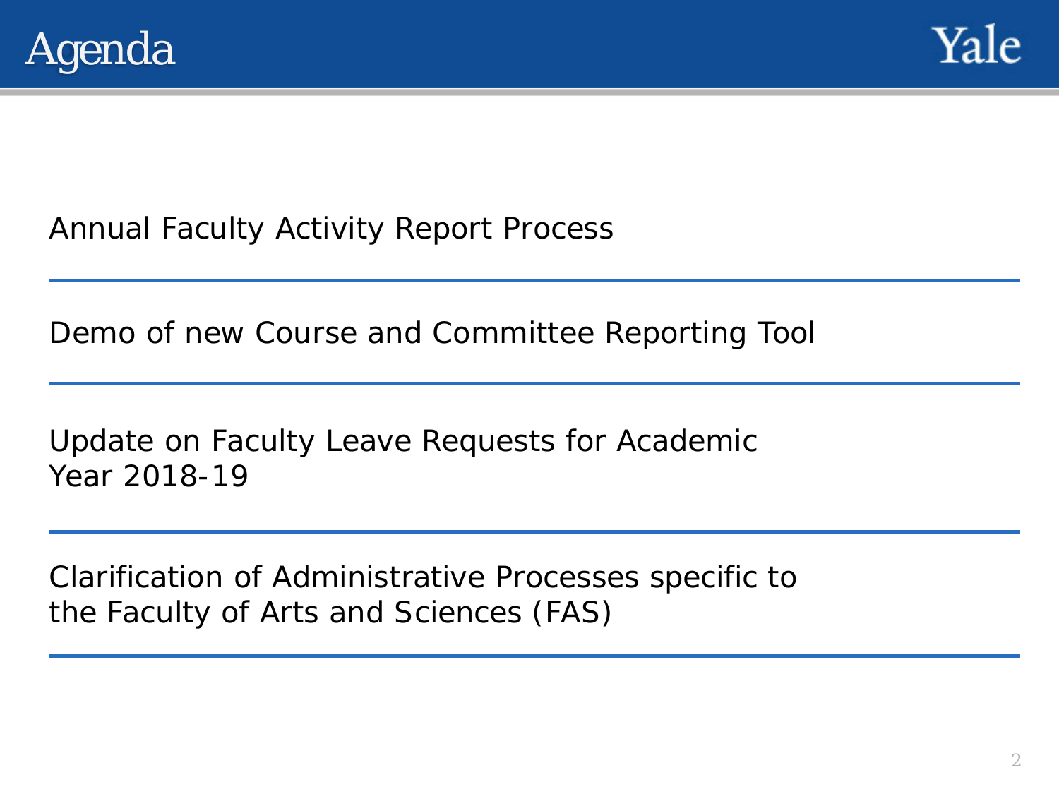# Agenda

Annual Faculty Activity Report Process

Demo of new Course and Committee Reporting Tool

Update on Faculty Leave Requests for Academic Year 2018-19

Clarification of Administrative Processes specific to the Faculty of Arts and Sciences (FAS)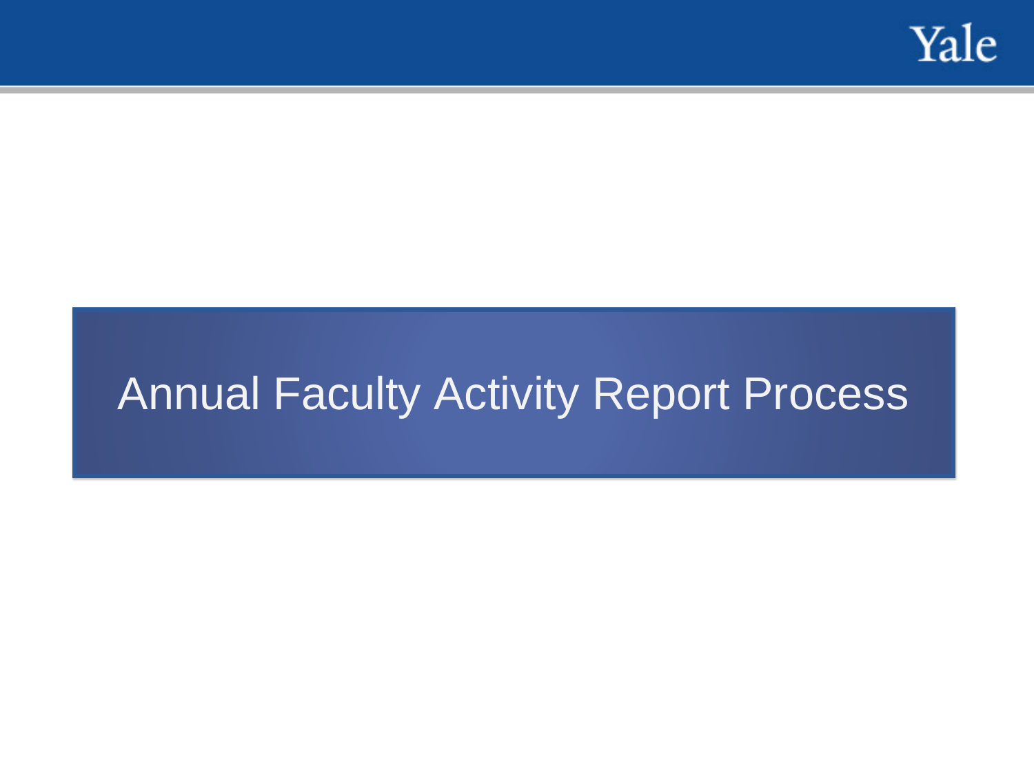# Annual Faculty Activity Report Process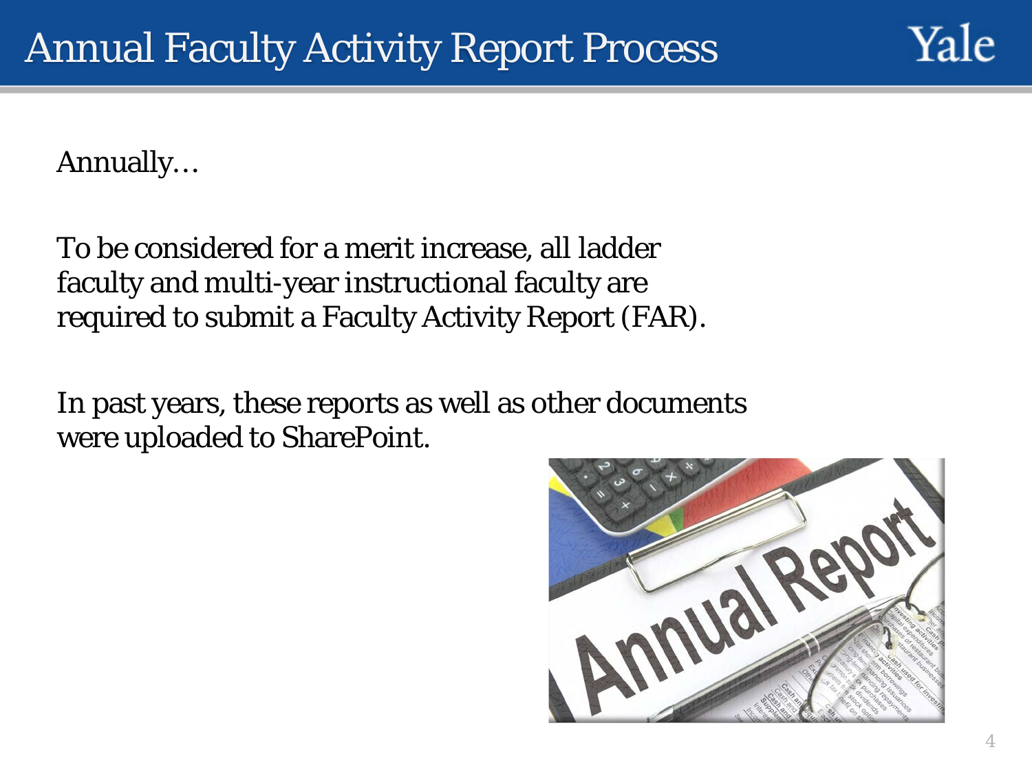# Annual Faculty Activity Report Process

Annually…

To be considered for a merit increase, all ladder faculty and multi-year instructional faculty are required to submit a Faculty Activity Report (FAR).

In past years, these reports as well as other documents were uploaded to SharePoint.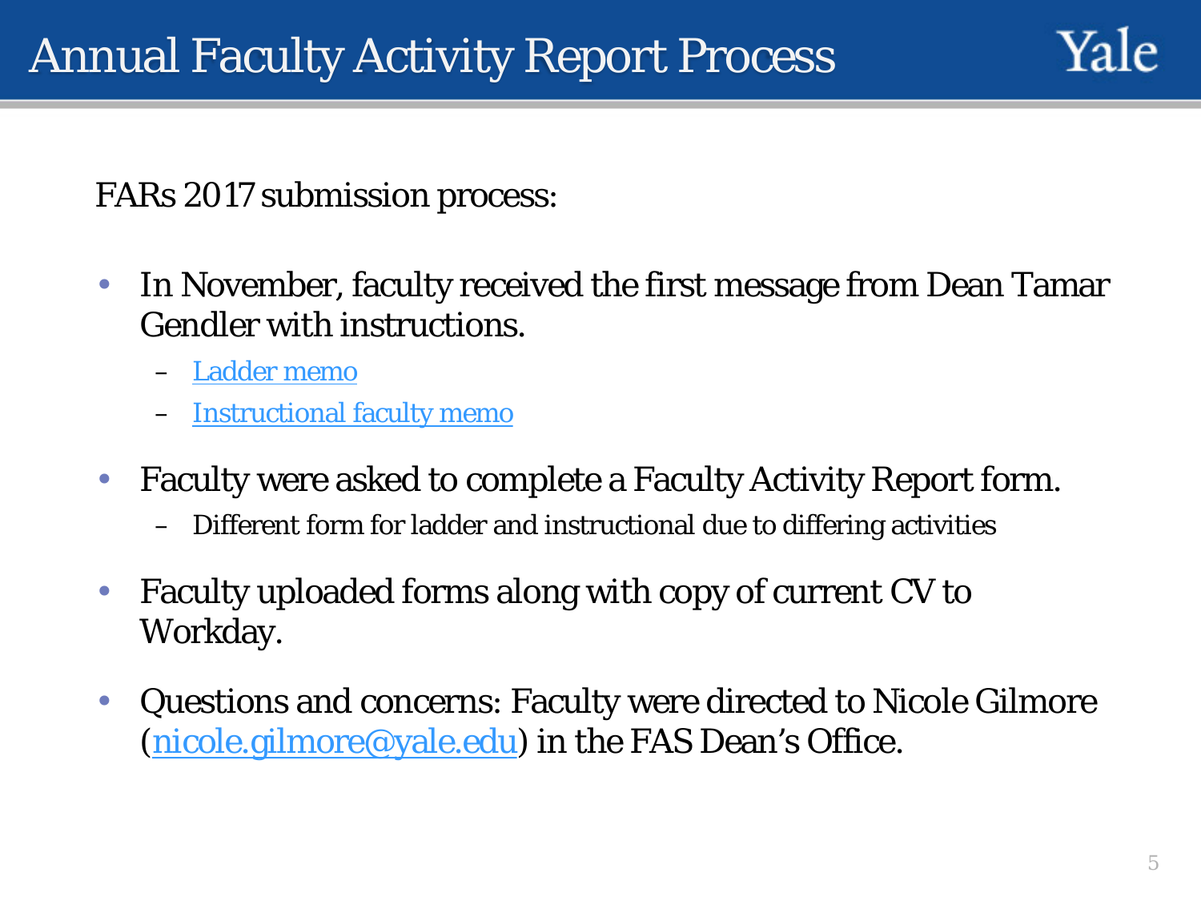# Annual Faculty Activity Report Process

FARs 2017 submission process:

- In November, faculty received the first message from Dean Tamar Gendler with instructions.
  - Ladder memo
  - Instructional faculty memo
- Faculty were asked to complete a Faculty Activity Report form.
  - Different form for ladder and instructional due to differing activities
- Faculty uploaded forms along with copy of current CV to Workday.
- Questions and concerns: Faculty were directed to Nicole Gilmore (nicole.gilmore@yale.edu) in the FAS Dean's Office.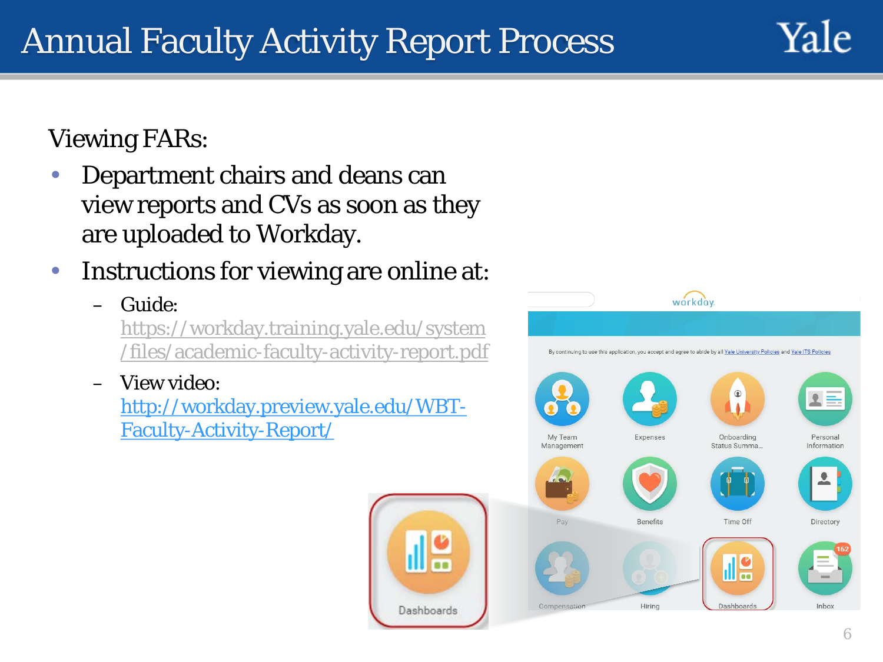# Annual Faculty Activity Report Process

Viewing FARs:

- Department chairs and deans can view reports and CVs as soon as they are uploaded to Workday.
- Instructions for viewing are online at:
  - Guide: https://workday.training.yale.edu/system/files/academic-faculty-activity-report.pdf
  - View video: http://workday.preview.yale.edu/WBT-Faculty-Activity-Report/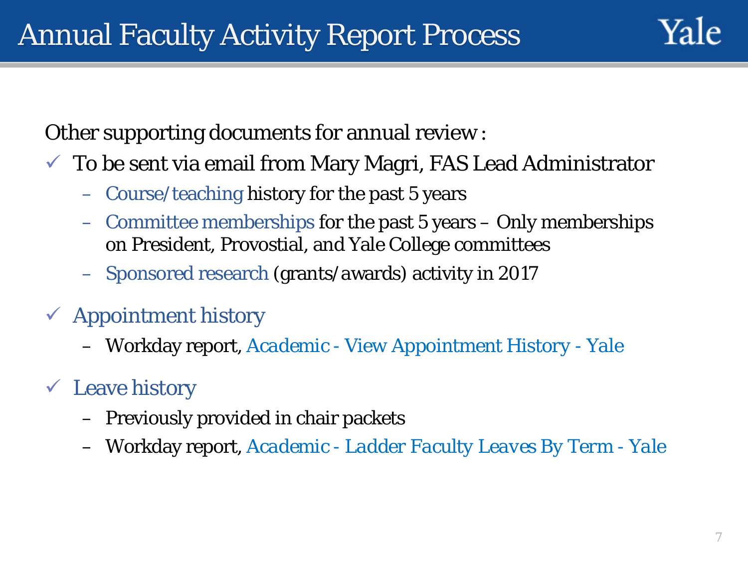# Annual Faculty Activity Report Process

Other supporting documents for annual review :

- ✓ To be sent via email from Mary Magri, FAS Lead Administrator
  - Course/teaching history for the past 5 years
  - Committee memberships for the past 5 years – Only memberships on President, Provostial, and Yale College committees
  - Sponsored research (grants/awards) activity in 2017
- ✓ Appointment history
  - Workday report, Academic - View Appointment History - Yale
- ✓ Leave history
  - Previously provided in chair packets
  - Workday report, Academic - Ladder Faculty Leaves By Term - Yale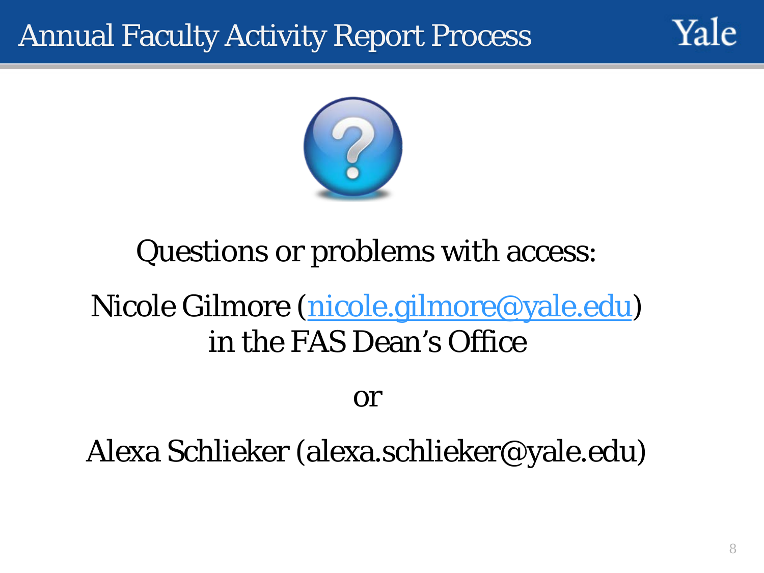# Annual Faculty Activity Report Process

Questions or problems with access:

Nicole Gilmore (nicole.gilmore@yale.edu)
in the FAS Dean's Office

or

Alexa Schlieker (alexa.schlieker@yale.edu)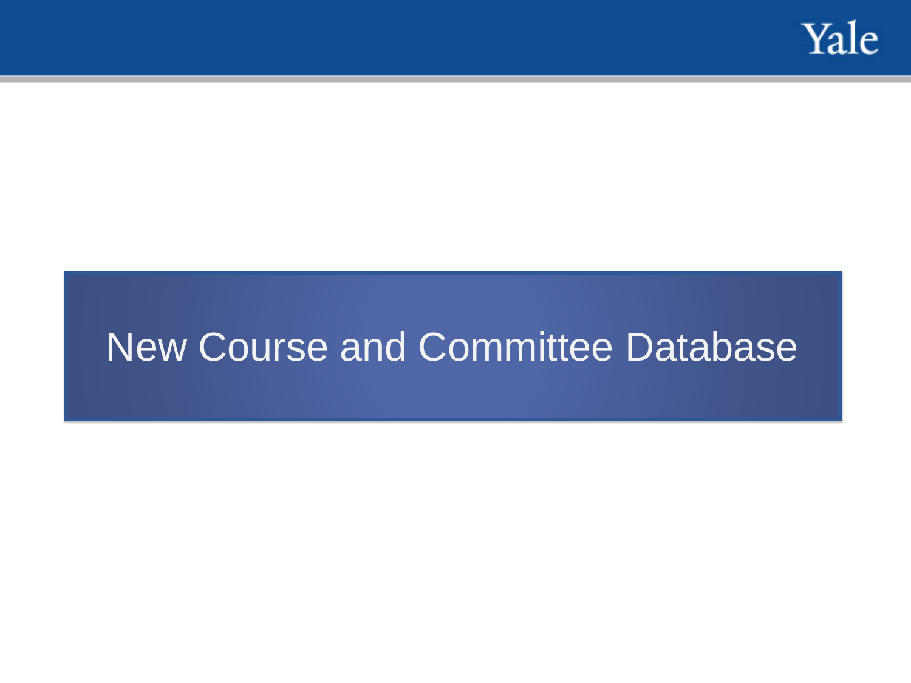# New Course and Committee Database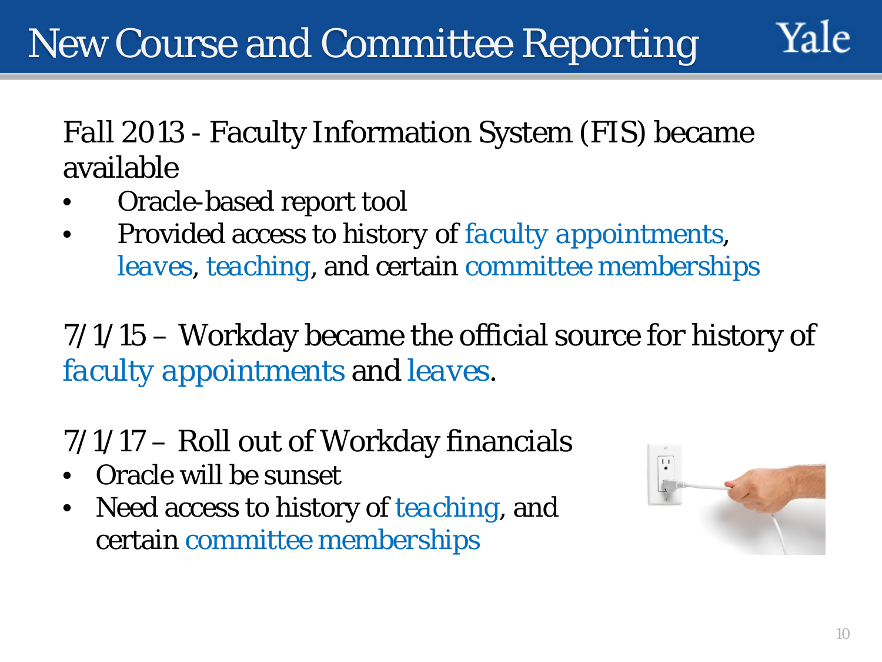# New Course and Committee Reporting

Fall 2013 - Faculty Information System (FIS) became available

- Oracle-based report tool
- Provided access to history of faculty appointments, leaves, teaching, and certain committee memberships

7/1/15 – Workday became the official source for history of faculty appointments and leaves.

7/1/17 – Roll out of Workday financials

- Oracle will be sunset
- Need access to history of teaching, and certain committee memberships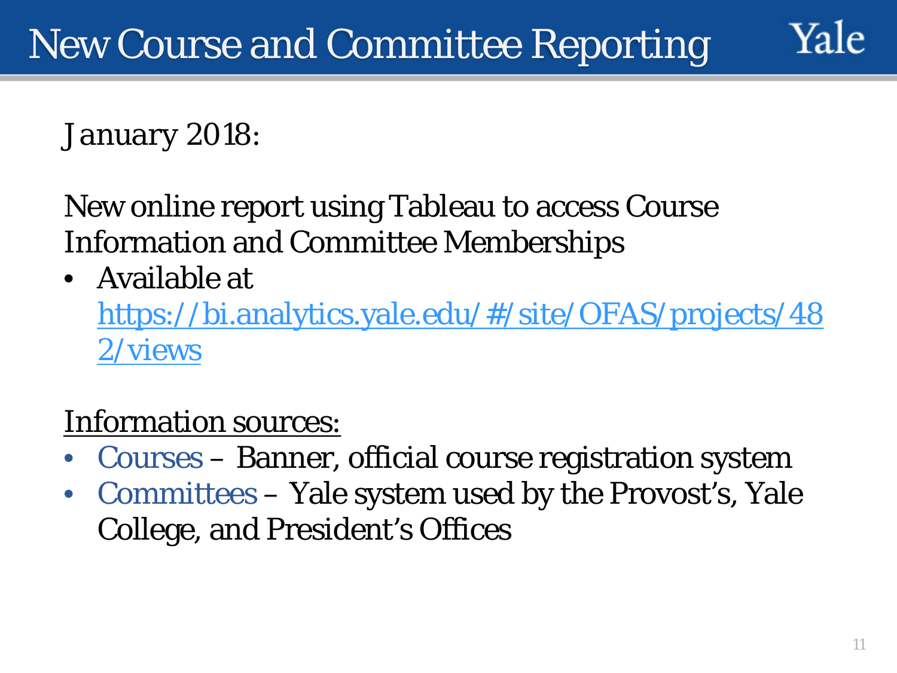# New Course and Committee Reporting

January 2018:

New online report using Tableau to access Course Information and Committee Memberships

- Available at [https://bi.analytics.yale.edu/#/site/OFAS/projects/482/views](https://bi.analytics.yale.edu/#/site/OFAS/projects/482/views)

Information sources:

- Courses – Banner, official course registration system
- Committees – Yale system used by the Provost's, Yale College, and President's Offices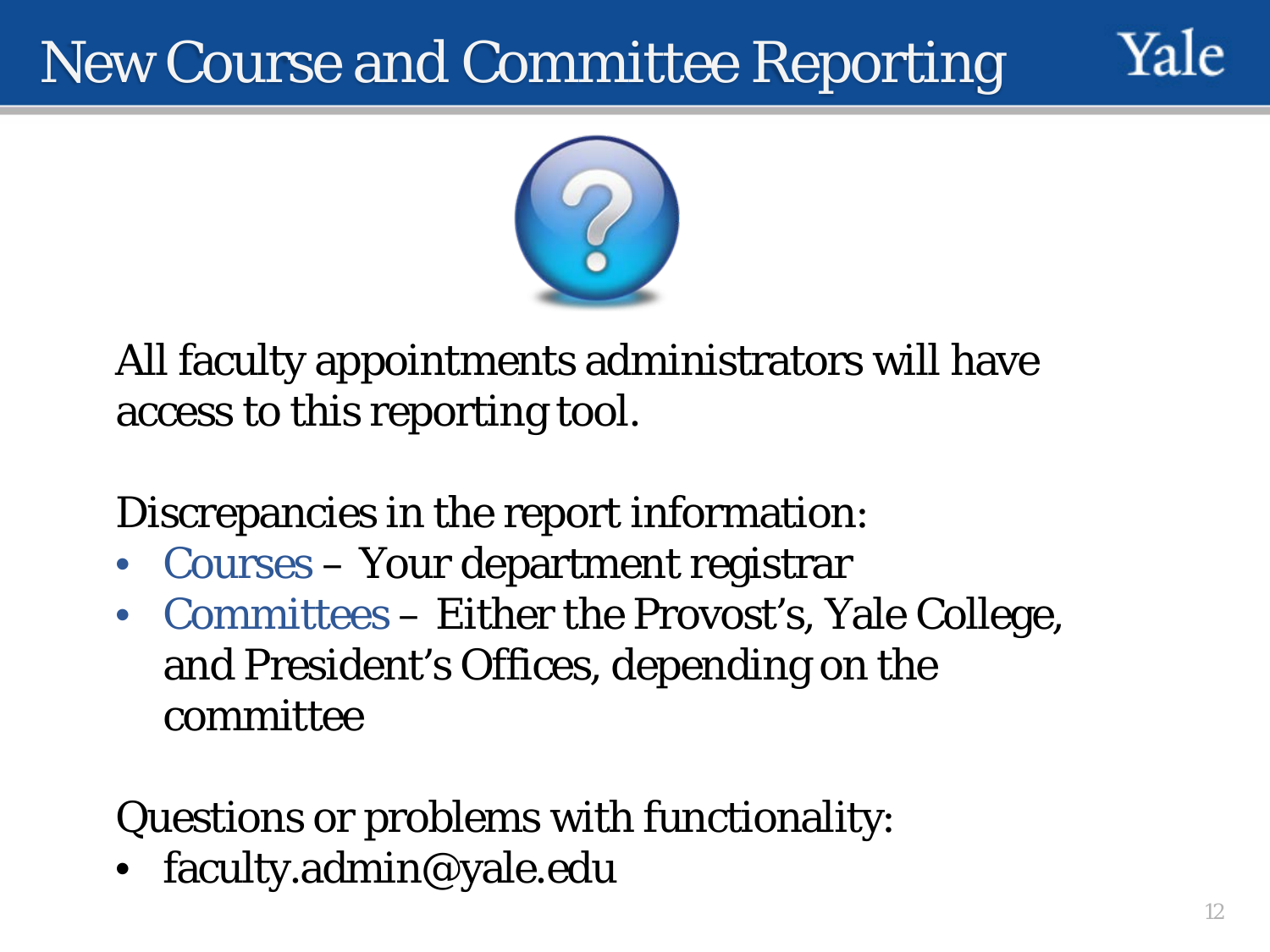# New Course and Committee Reporting

All faculty appointments administrators will have access to this reporting tool.

Discrepancies in the report information:

- Courses – Your department registrar
- Committees – Either the Provost's, Yale College, and President's Offices, depending on the committee

Questions or problems with functionality:

- faculty.admin@yale.edu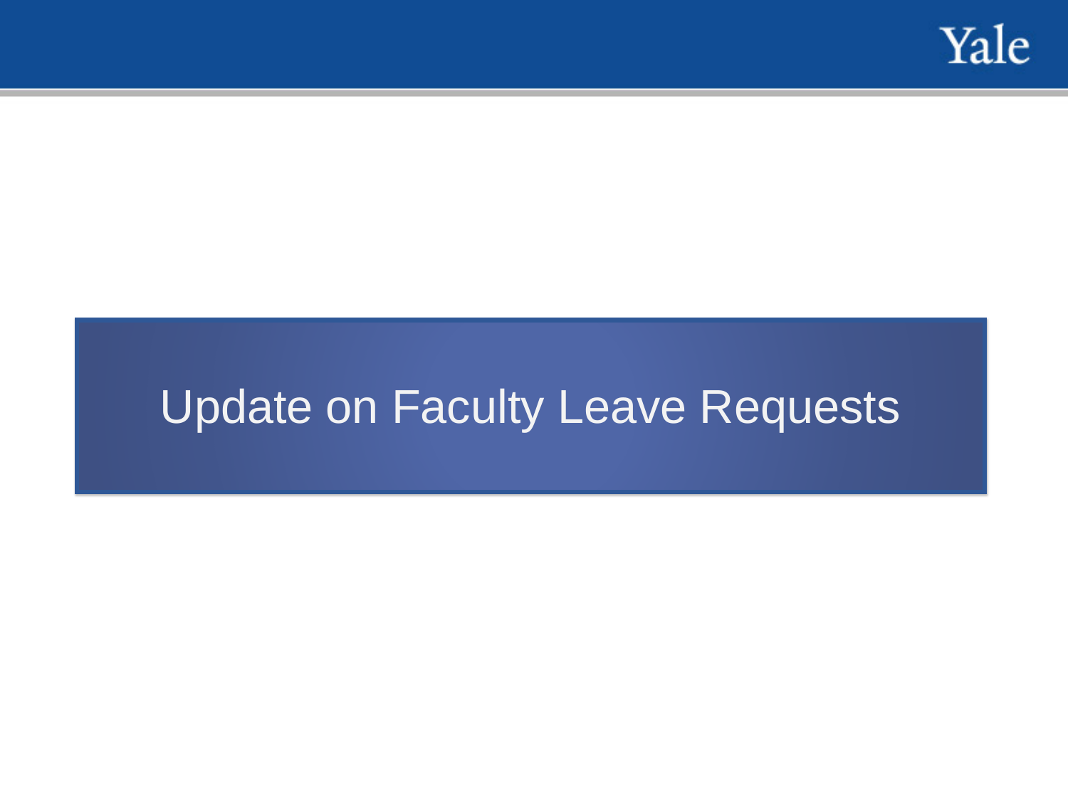# Update on Faculty Leave Requests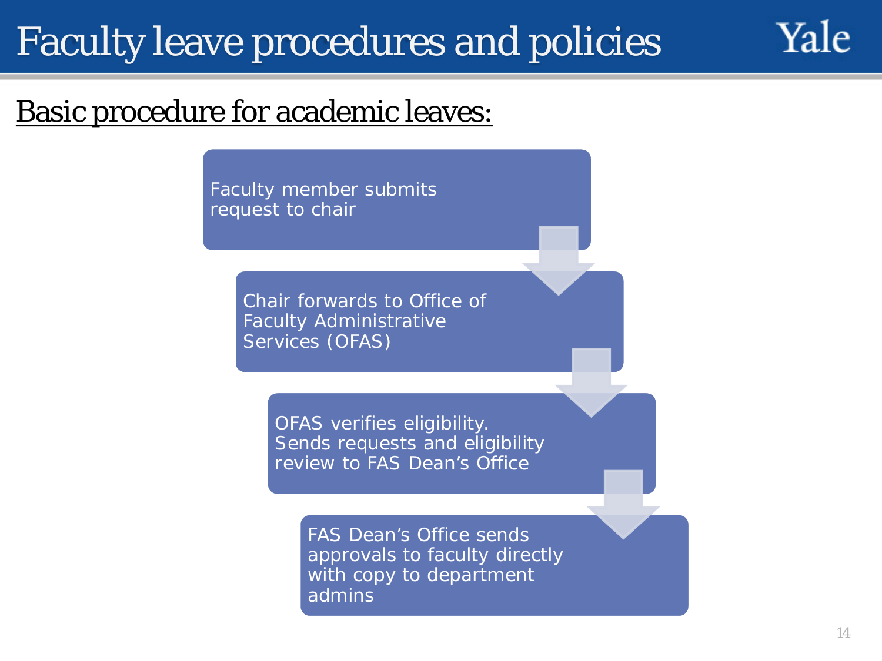# Faculty leave procedures and policies

## Basic procedure for academic leaves:

1. Faculty member submits request to chair
2. Chair forwards to Office of Faculty Administrative Services (OFAS)
3. OFAS verifies eligibility. Sends requests and eligibility review to FAS Dean's Office
4. FAS Dean's Office sends approvals to faculty directly with copy to department admins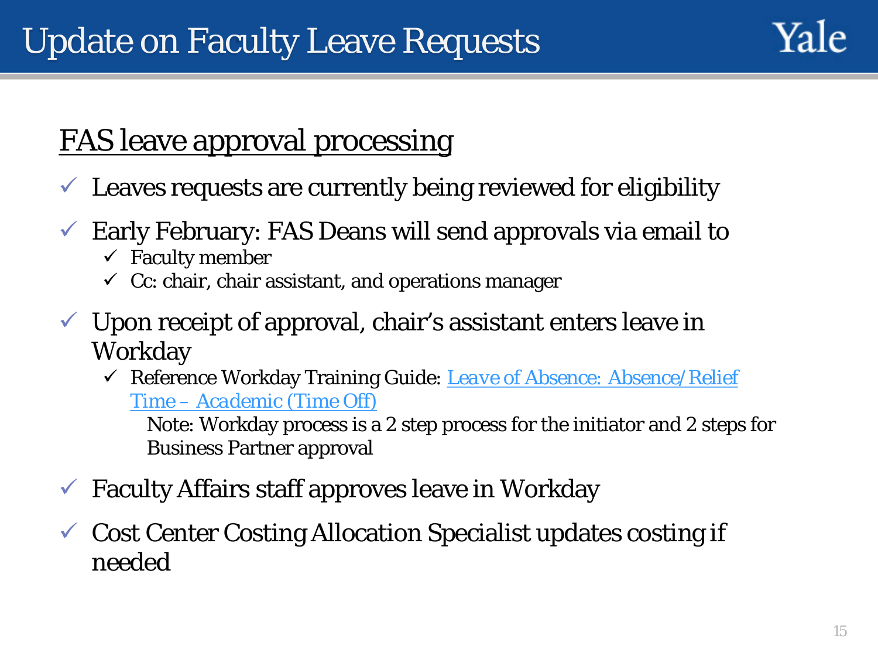# Update on Faculty Leave Requests

## FAS leave approval processing

- ✓ Leaves requests are currently being reviewed for eligibility
- ✓ Early February: FAS Deans will send approvals via email to
  - ✓ Faculty member
  - ✓ Cc: chair, chair assistant, and operations manager
- ✓ Upon receipt of approval, chair's assistant enters leave in Workday
  - ✓ Reference Workday Training Guide: Leave of Absence: Absence/Relief Time – Academic (Time Off)

    Note: Workday process is a 2 step process for the initiator and 2 steps for Business Partner approval
- ✓ Faculty Affairs staff approves leave in Workday
- ✓ Cost Center Costing Allocation Specialist updates costing if needed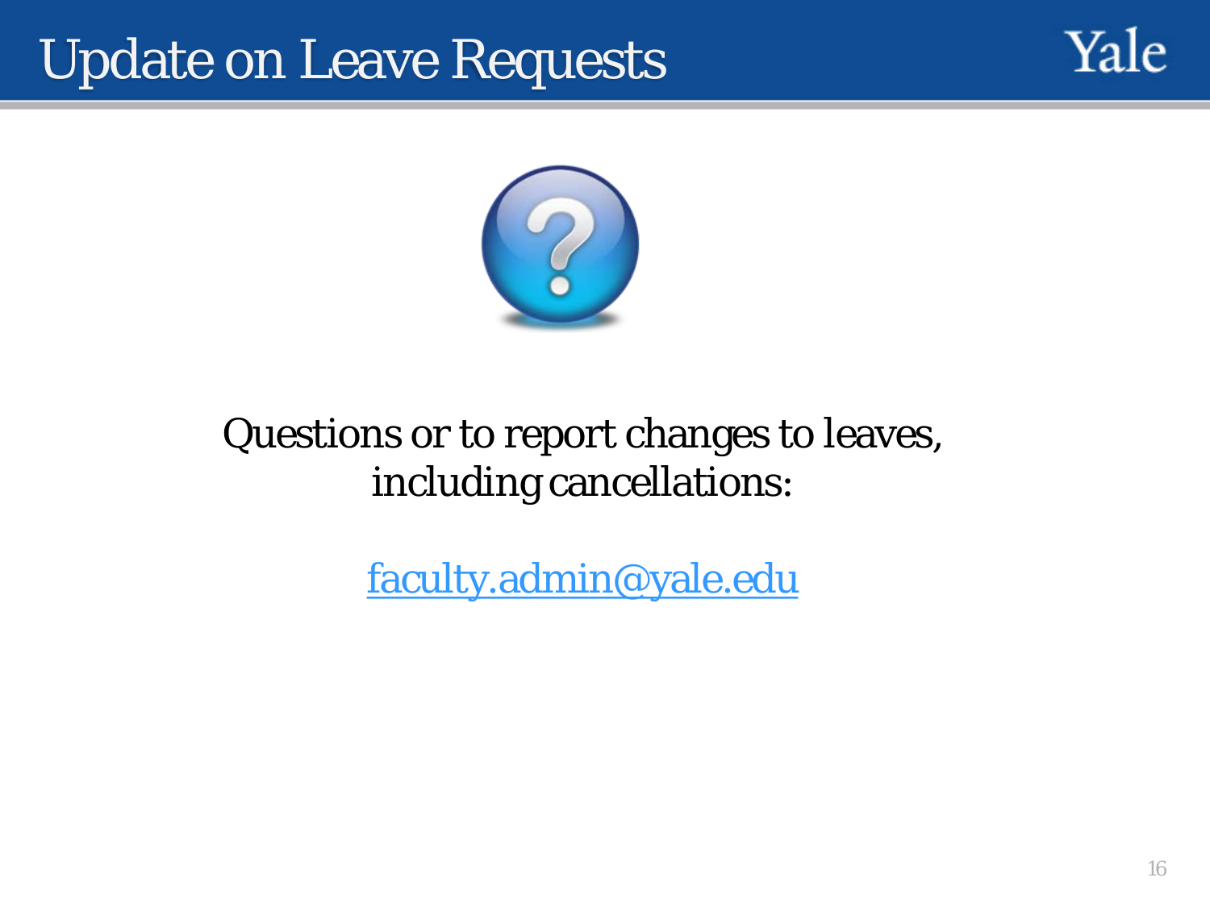# Update on Leave Requests

Questions or to report changes to leaves, including cancellations:

faculty.admin@yale.edu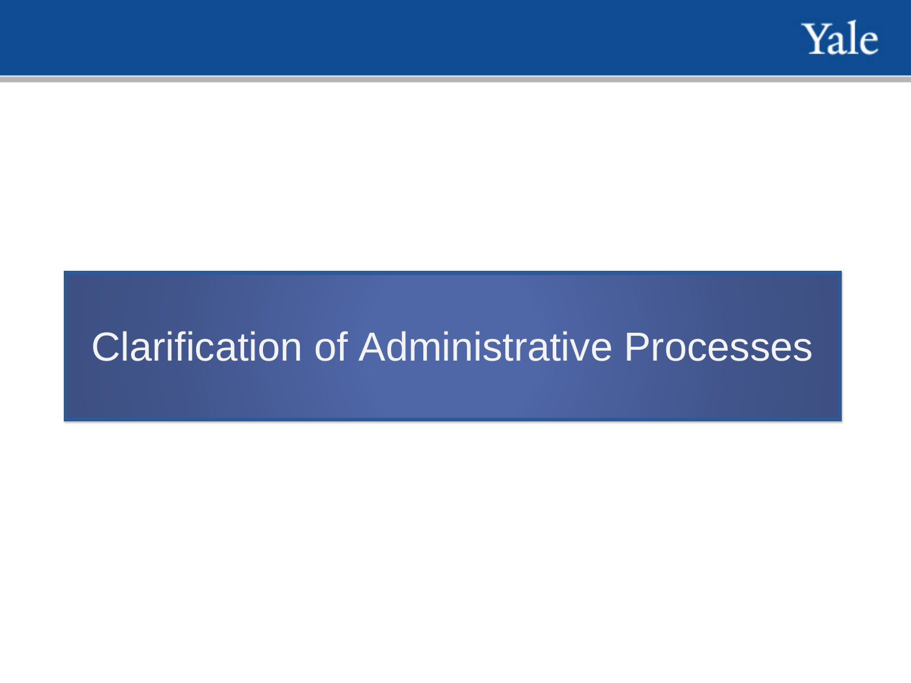# Clarification of Administrative Processes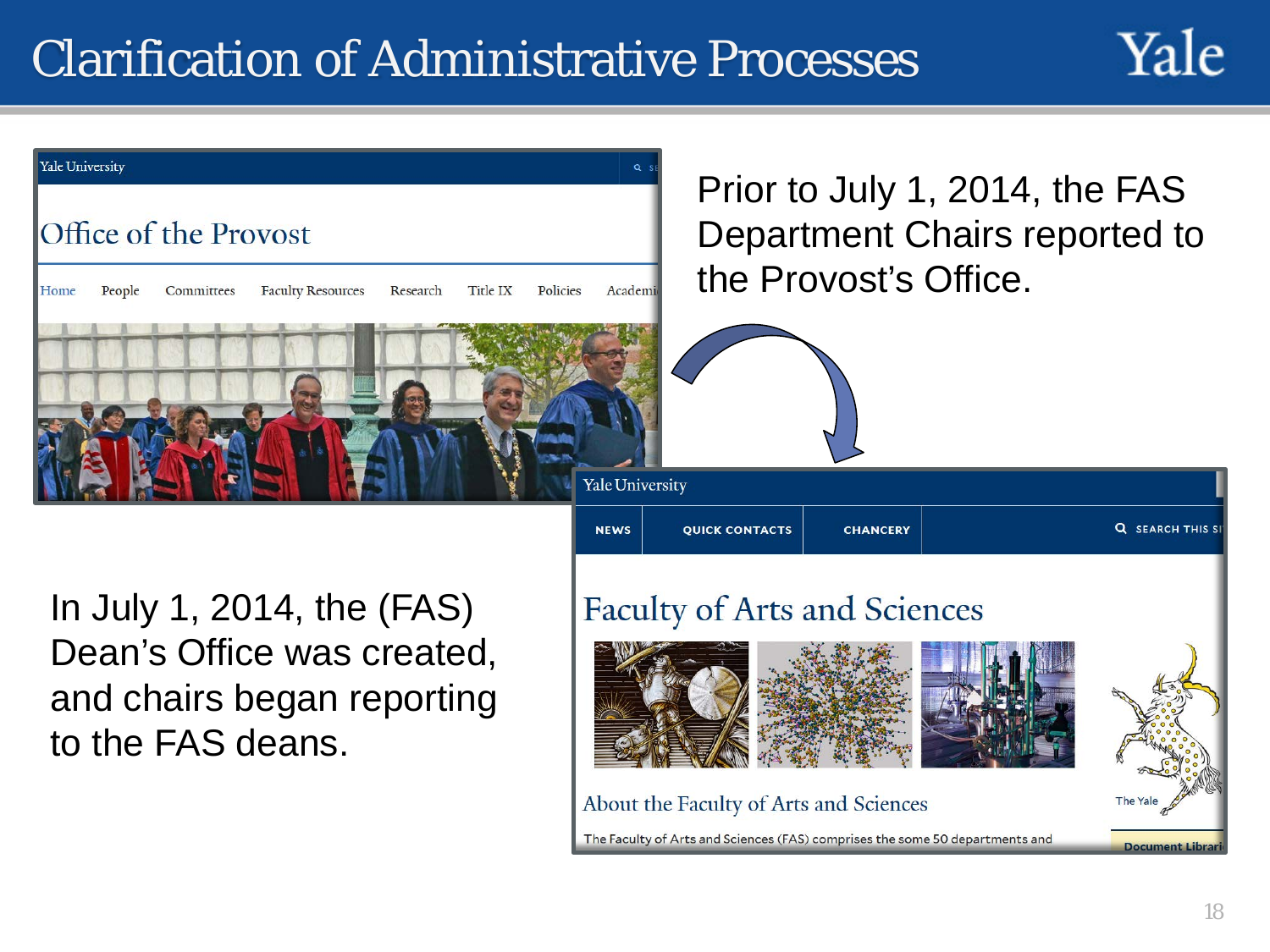# Clarification of Administrative Processes

Prior to July 1, 2014, the FAS Department Chairs reported to the Provost's Office.

In July 1, 2014, the (FAS) Dean's Office was created, and chairs began reporting to the FAS deans.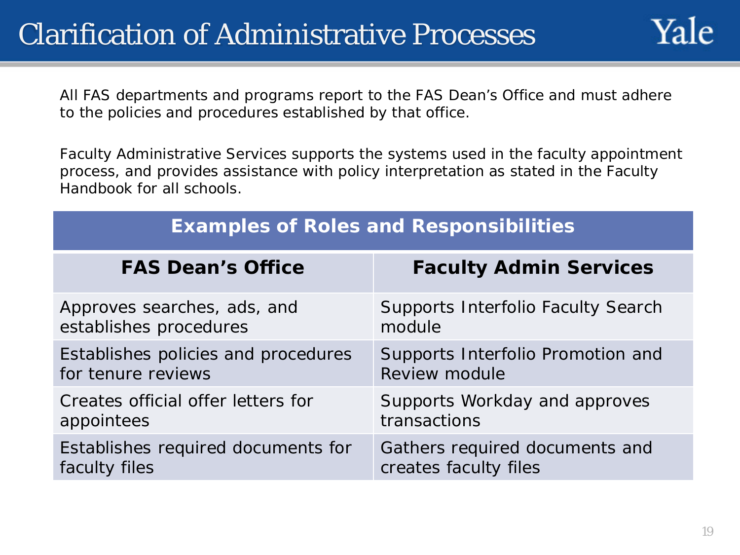# Clarification of Administrative Processes

All FAS departments and programs report to the FAS Dean's Office and must adhere to the policies and procedures established by that office.

Faculty Administrative Services supports the systems used in the faculty appointment process, and provides assistance with policy interpretation as stated in the Faculty Handbook for all schools.

| **Examples of Roles and Responsibilities** | |
|---|---|
| **FAS Dean's Office** | **Faculty Admin Services** |
| Approves searches, ads, and establishes procedures | Supports Interfolio Faculty Search module |
| Establishes policies and procedures for tenure reviews | Supports Interfolio Promotion and Review module |
| Creates official offer letters for appointees | Supports Workday and approves transactions |
| Establishes required documents for faculty files | Gathers required documents and creates faculty files |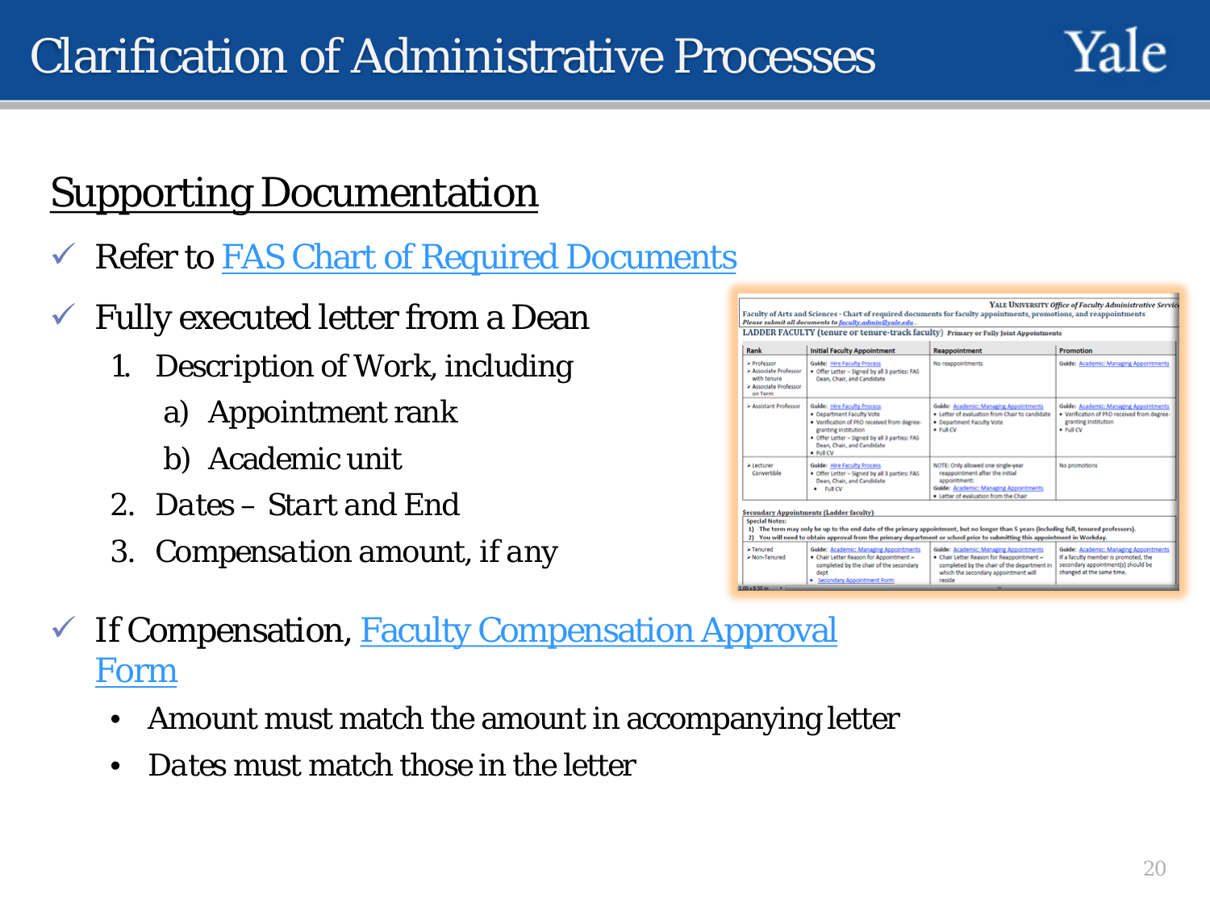# Clarification of Administrative Processes

## Supporting Documentation

- ✓ Refer to FAS Chart of Required Documents
- ✓ Fully executed letter from a Dean
  1. Description of Work, including
     a) Appointment rank
     b) Academic unit
  2. *Dates – Start and End*
  3. *Compensation amount, if any*
- ✓ If Compensation, Faculty Compensation Approval Form
  - Amount must match the amount in accompanying letter
  - *Dates* must match those in the letter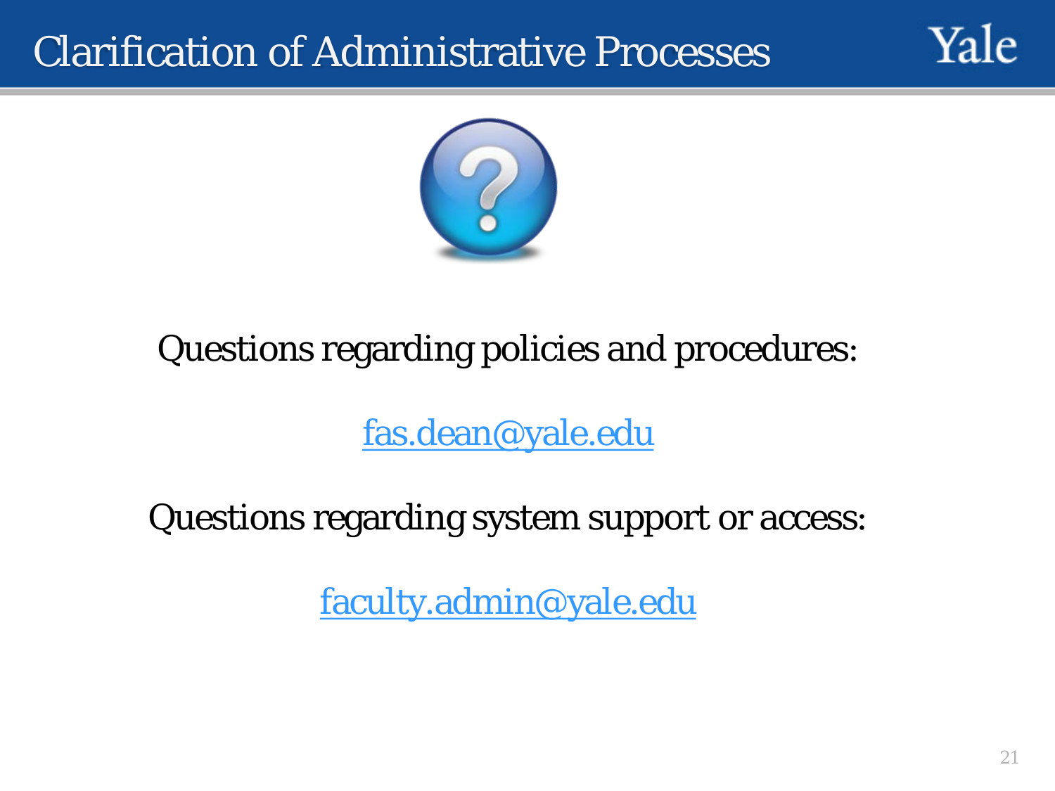# Clarification of Administrative Processes

Questions regarding policies and procedures:

fas.dean@yale.edu

Questions regarding system support or access:

faculty.admin@yale.edu